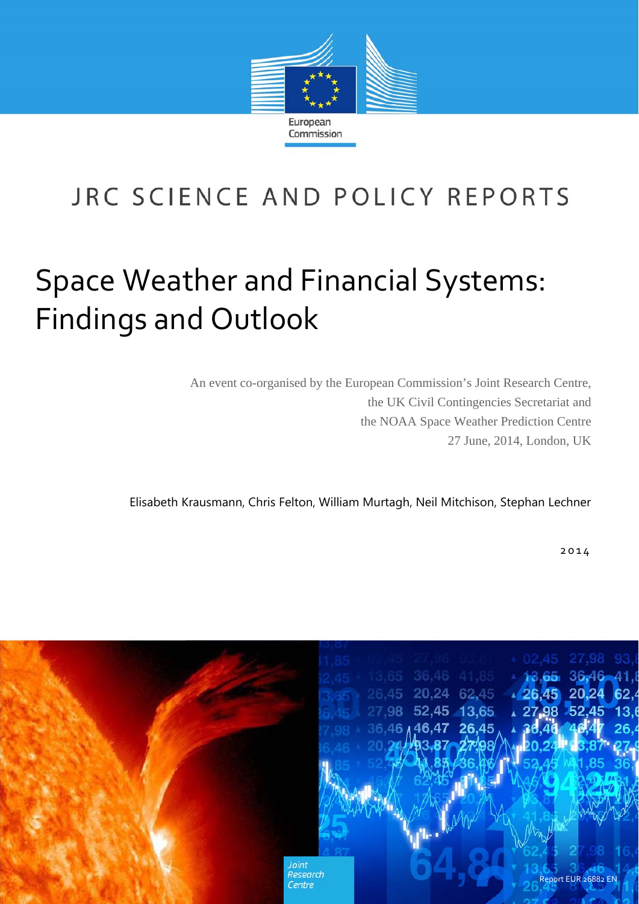European Commission

JRC SCIENCE AND POLICY REPORTS

# Space Weather and Financial Systems: Findings and Outlook

An event co-organised by the European Commission's Joint Research Centre, the UK Civil Contingencies Secretariat and the NOAA Space Weather Prediction Centre
27 June, 2014, London, UK

Elisabeth Krausmann, Chris Felton, William Murtagh, Neil Mitchison, Stephan Lechner

2014

Joint Research Centre

Report EUR 26882 EN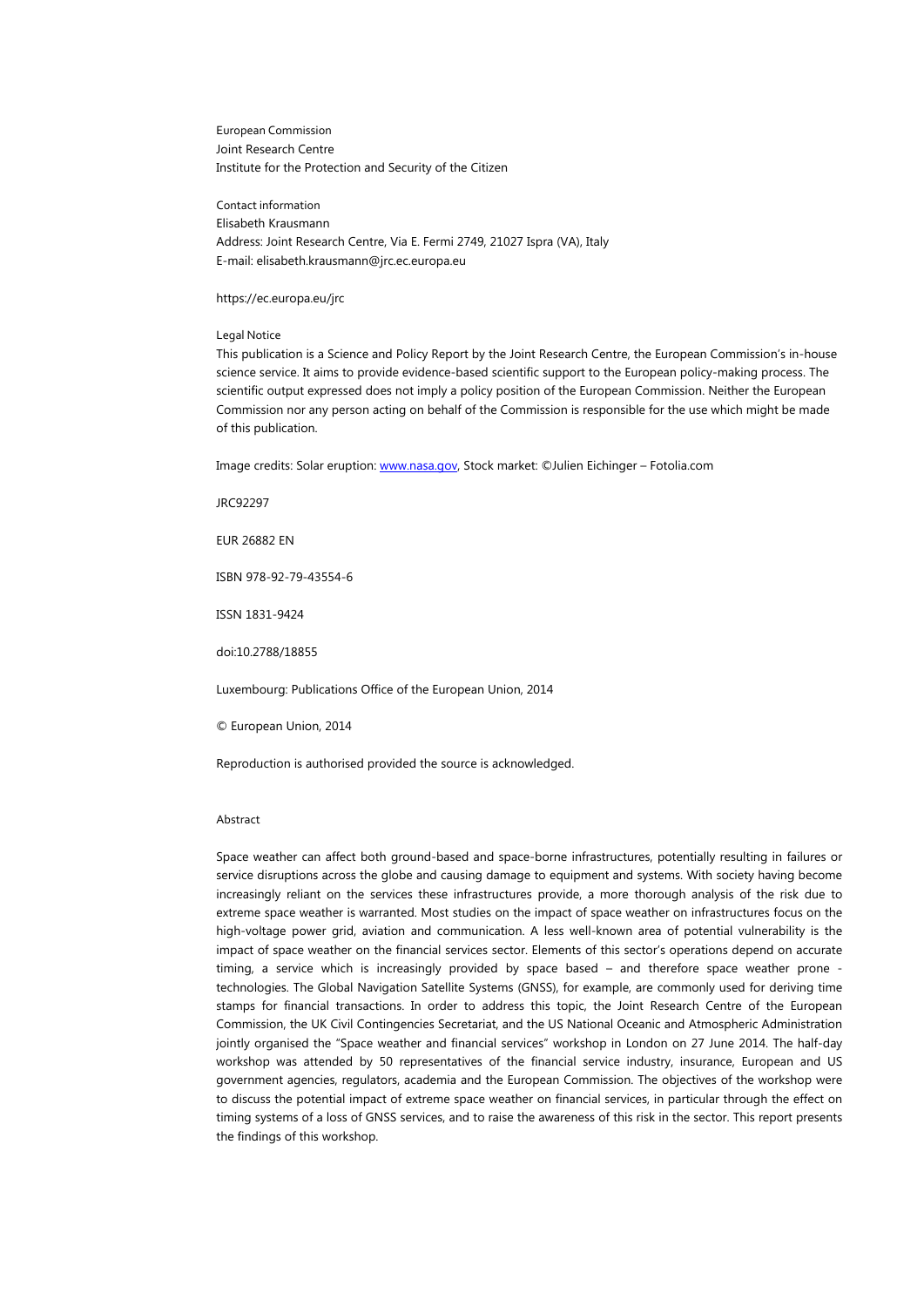European Commission
Joint Research Centre
Institute for the Protection and Security of the Citizen

Contact information
Elisabeth Krausmann
Address: Joint Research Centre, Via E. Fermi 2749, 21027 Ispra (VA), Italy
E-mail: elisabeth.krausmann@jrc.ec.europa.eu

https://ec.europa.eu/jrc

Legal Notice
This publication is a Science and Policy Report by the Joint Research Centre, the European Commission's in-house science service. It aims to provide evidence-based scientific support to the European policy-making process. The scientific output expressed does not imply a policy position of the European Commission. Neither the European Commission nor any person acting on behalf of the Commission is responsible for the use which might be made of this publication.

Image credits: Solar eruption: www.nasa.gov, Stock market: ©Julien Eichinger – Fotolia.com

JRC92297

EUR 26882 EN

ISBN 978-92-79-43554-6

ISSN 1831-9424

doi:10.2788/18855

Luxembourg: Publications Office of the European Union, 2014

© European Union, 2014

Reproduction is authorised provided the source is acknowledged.

Abstract

Space weather can affect both ground-based and space-borne infrastructures, potentially resulting in failures or service disruptions across the globe and causing damage to equipment and systems. With society having become increasingly reliant on the services these infrastructures provide, a more thorough analysis of the risk due to extreme space weather is warranted. Most studies on the impact of space weather on infrastructures focus on the high-voltage power grid, aviation and communication. A less well-known area of potential vulnerability is the impact of space weather on the financial services sector. Elements of this sector's operations depend on accurate timing, a service which is increasingly provided by space based – and therefore space weather prone - technologies. The Global Navigation Satellite Systems (GNSS), for example, are commonly used for deriving time stamps for financial transactions. In order to address this topic, the Joint Research Centre of the European Commission, the UK Civil Contingencies Secretariat, and the US National Oceanic and Atmospheric Administration jointly organised the "Space weather and financial services" workshop in London on 27 June 2014. The half-day workshop was attended by 50 representatives of the financial service industry, insurance, European and US government agencies, regulators, academia and the European Commission. The objectives of the workshop were to discuss the potential impact of extreme space weather on financial services, in particular through the effect on timing systems of a loss of GNSS services, and to raise the awareness of this risk in the sector. This report presents the findings of this workshop.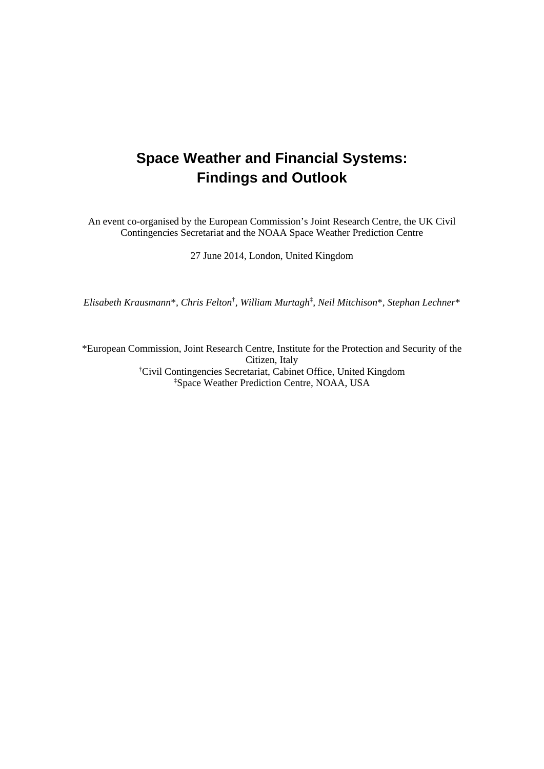# Space Weather and Financial Systems: Findings and Outlook

An event co-organised by the European Commission's Joint Research Centre, the UK Civil Contingencies Secretariat and the NOAA Space Weather Prediction Centre

27 June 2014, London, United Kingdom

*Elisabeth Krausmann*\*, *Chris Felton*[†], *William Murtagh*[‡], *Neil Mitchison*\*, *Stephan Lechner*\*

\*European Commission, Joint Research Centre, Institute for the Protection and Security of the Citizen, Italy
[†]Civil Contingencies Secretariat, Cabinet Office, United Kingdom
[‡]Space Weather Prediction Centre, NOAA, USA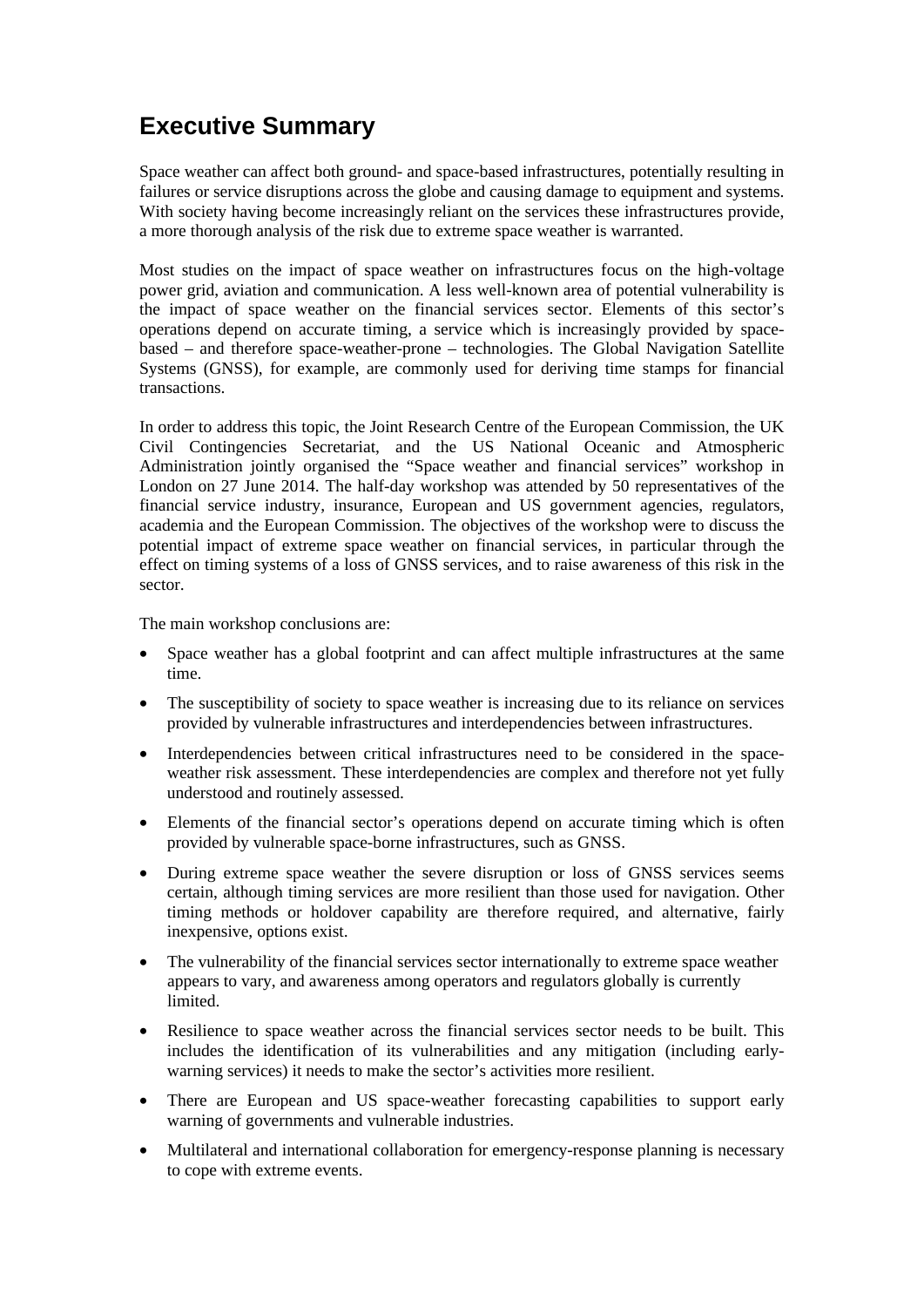# Executive Summary

Space weather can affect both ground- and space-based infrastructures, potentially resulting in failures or service disruptions across the globe and causing damage to equipment and systems. With society having become increasingly reliant on the services these infrastructures provide, a more thorough analysis of the risk due to extreme space weather is warranted.

Most studies on the impact of space weather on infrastructures focus on the high-voltage power grid, aviation and communication. A less well-known area of potential vulnerability is the impact of space weather on the financial services sector. Elements of this sector's operations depend on accurate timing, a service which is increasingly provided by space-based – and therefore space-weather-prone – technologies. The Global Navigation Satellite Systems (GNSS), for example, are commonly used for deriving time stamps for financial transactions.

In order to address this topic, the Joint Research Centre of the European Commission, the UK Civil Contingencies Secretariat, and the US National Oceanic and Atmospheric Administration jointly organised the "Space weather and financial services" workshop in London on 27 June 2014. The half-day workshop was attended by 50 representatives of the financial service industry, insurance, European and US government agencies, regulators, academia and the European Commission. The objectives of the workshop were to discuss the potential impact of extreme space weather on financial services, in particular through the effect on timing systems of a loss of GNSS services, and to raise awareness of this risk in the sector.

The main workshop conclusions are:

- Space weather has a global footprint and can affect multiple infrastructures at the same time.
- The susceptibility of society to space weather is increasing due to its reliance on services provided by vulnerable infrastructures and interdependencies between infrastructures.
- Interdependencies between critical infrastructures need to be considered in the space-weather risk assessment. These interdependencies are complex and therefore not yet fully understood and routinely assessed.
- Elements of the financial sector's operations depend on accurate timing which is often provided by vulnerable space-borne infrastructures, such as GNSS.
- During extreme space weather the severe disruption or loss of GNSS services seems certain, although timing services are more resilient than those used for navigation. Other timing methods or holdover capability are therefore required, and alternative, fairly inexpensive, options exist.
- The vulnerability of the financial services sector internationally to extreme space weather appears to vary, and awareness among operators and regulators globally is currently limited.
- Resilience to space weather across the financial services sector needs to be built. This includes the identification of its vulnerabilities and any mitigation (including early-warning services) it needs to make the sector's activities more resilient.
- There are European and US space-weather forecasting capabilities to support early warning of governments and vulnerable industries.
- Multilateral and international collaboration for emergency-response planning is necessary to cope with extreme events.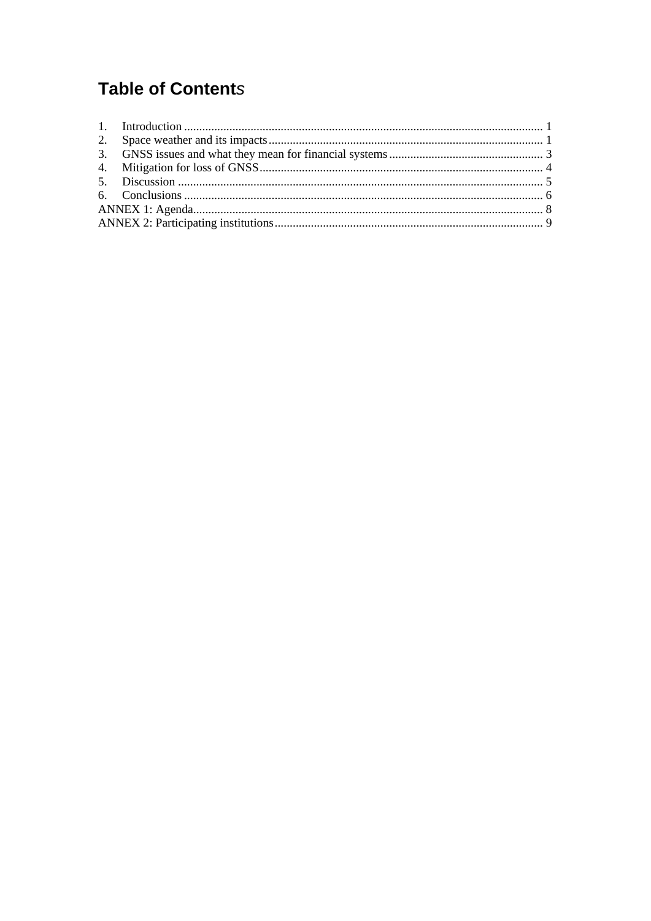# Table of Contents

1. Introduction ........................................................................................................................ 1
2. Space weather and its impacts ........................................................................................... 1
3. GNSS issues and what they mean for financial systems .................................................... 3
4. Mitigation for loss of GNSS ............................................................................................... 4
5. Discussion .......................................................................................................................... 5
6. Conclusions ........................................................................................................................ 6

ANNEX 1: Agenda ...................................................................................................................... 8
ANNEX 2: Participating institutions .......................................................................................... 9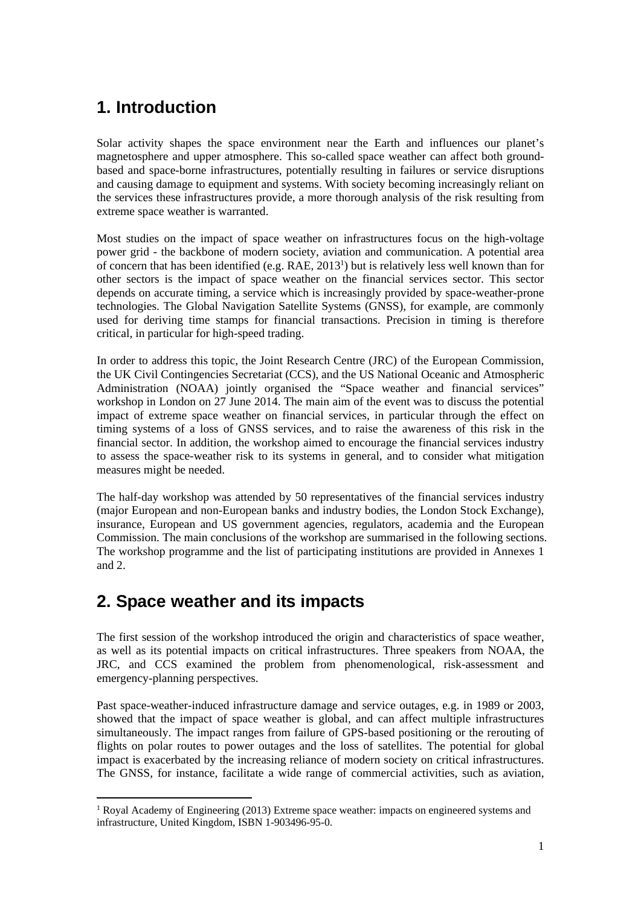# 1. Introduction

Solar activity shapes the space environment near the Earth and influences our planet's magnetosphere and upper atmosphere. This so-called space weather can affect both ground-based and space-borne infrastructures, potentially resulting in failures or service disruptions and causing damage to equipment and systems. With society becoming increasingly reliant on the services these infrastructures provide, a more thorough analysis of the risk resulting from extreme space weather is warranted.

Most studies on the impact of space weather on infrastructures focus on the high-voltage power grid - the backbone of modern society, aviation and communication. A potential area of concern that has been identified (e.g. RAE, 2013[1]) but is relatively less well known than for other sectors is the impact of space weather on the financial services sector. This sector depends on accurate timing, a service which is increasingly provided by space-weather-prone technologies. The Global Navigation Satellite Systems (GNSS), for example, are commonly used for deriving time stamps for financial transactions. Precision in timing is therefore critical, in particular for high-speed trading.

In order to address this topic, the Joint Research Centre (JRC) of the European Commission, the UK Civil Contingencies Secretariat (CCS), and the US National Oceanic and Atmospheric Administration (NOAA) jointly organised the "Space weather and financial services" workshop in London on 27 June 2014. The main aim of the event was to discuss the potential impact of extreme space weather on financial services, in particular through the effect on timing systems of a loss of GNSS services, and to raise the awareness of this risk in the financial sector. In addition, the workshop aimed to encourage the financial services industry to assess the space-weather risk to its systems in general, and to consider what mitigation measures might be needed.

The half-day workshop was attended by 50 representatives of the financial services industry (major European and non-European banks and industry bodies, the London Stock Exchange), insurance, European and US government agencies, regulators, academia and the European Commission. The main conclusions of the workshop are summarised in the following sections. The workshop programme and the list of participating institutions are provided in Annexes 1 and 2.

# 2. Space weather and its impacts

The first session of the workshop introduced the origin and characteristics of space weather, as well as its potential impacts on critical infrastructures. Three speakers from NOAA, the JRC, and CCS examined the problem from phenomenological, risk-assessment and emergency-planning perspectives.

Past space-weather-induced infrastructure damage and service outages, e.g. in 1989 or 2003, showed that the impact of space weather is global, and can affect multiple infrastructures simultaneously. The impact ranges from failure of GPS-based positioning or the rerouting of flights on polar routes to power outages and the loss of satellites. The potential for global impact is exacerbated by the increasing reliance of modern society on critical infrastructures. The GNSS, for instance, facilitate a wide range of commercial activities, such as aviation,

[1] Royal Academy of Engineering (2013) Extreme space weather: impacts on engineered systems and infrastructure, United Kingdom, ISBN 1-903496-95-0.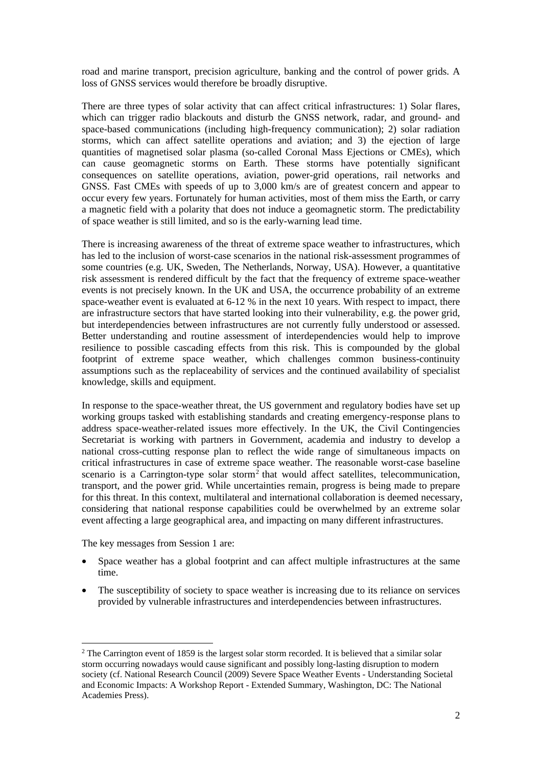road and marine transport, precision agriculture, banking and the control of power grids. A loss of GNSS services would therefore be broadly disruptive.

There are three types of solar activity that can affect critical infrastructures: 1) Solar flares, which can trigger radio blackouts and disturb the GNSS network, radar, and ground- and space-based communications (including high-frequency communication); 2) solar radiation storms, which can affect satellite operations and aviation; and 3) the ejection of large quantities of magnetised solar plasma (so-called Coronal Mass Ejections or CMEs), which can cause geomagnetic storms on Earth. These storms have potentially significant consequences on satellite operations, aviation, power-grid operations, rail networks and GNSS. Fast CMEs with speeds of up to 3,000 km/s are of greatest concern and appear to occur every few years. Fortunately for human activities, most of them miss the Earth, or carry a magnetic field with a polarity that does not induce a geomagnetic storm. The predictability of space weather is still limited, and so is the early-warning lead time.

There is increasing awareness of the threat of extreme space weather to infrastructures, which has led to the inclusion of worst-case scenarios in the national risk-assessment programmes of some countries (e.g. UK, Sweden, The Netherlands, Norway, USA). However, a quantitative risk assessment is rendered difficult by the fact that the frequency of extreme space-weather events is not precisely known. In the UK and USA, the occurrence probability of an extreme space-weather event is evaluated at 6-12 % in the next 10 years. With respect to impact, there are infrastructure sectors that have started looking into their vulnerability, e.g. the power grid, but interdependencies between infrastructures are not currently fully understood or assessed. Better understanding and routine assessment of interdependencies would help to improve resilience to possible cascading effects from this risk. This is compounded by the global footprint of extreme space weather, which challenges common business-continuity assumptions such as the replaceability of services and the continued availability of specialist knowledge, skills and equipment.

In response to the space-weather threat, the US government and regulatory bodies have set up working groups tasked with establishing standards and creating emergency-response plans to address space-weather-related issues more effectively. In the UK, the Civil Contingencies Secretariat is working with partners in Government, academia and industry to develop a national cross-cutting response plan to reflect the wide range of simultaneous impacts on critical infrastructures in case of extreme space weather. The reasonable worst-case baseline scenario is a Carrington-type solar storm[2] that would affect satellites, telecommunication, transport, and the power grid. While uncertainties remain, progress is being made to prepare for this threat. In this context, multilateral and international collaboration is deemed necessary, considering that national response capabilities could be overwhelmed by an extreme solar event affecting a large geographical area, and impacting on many different infrastructures.

The key messages from Session 1 are:

- Space weather has a global footprint and can affect multiple infrastructures at the same time.
- The susceptibility of society to space weather is increasing due to its reliance on services provided by vulnerable infrastructures and interdependencies between infrastructures.

[2] The Carrington event of 1859 is the largest solar storm recorded. It is believed that a similar solar storm occurring nowadays would cause significant and possibly long-lasting disruption to modern society (cf. National Research Council (2009) Severe Space Weather Events - Understanding Societal and Economic Impacts: A Workshop Report - Extended Summary, Washington, DC: The National Academies Press).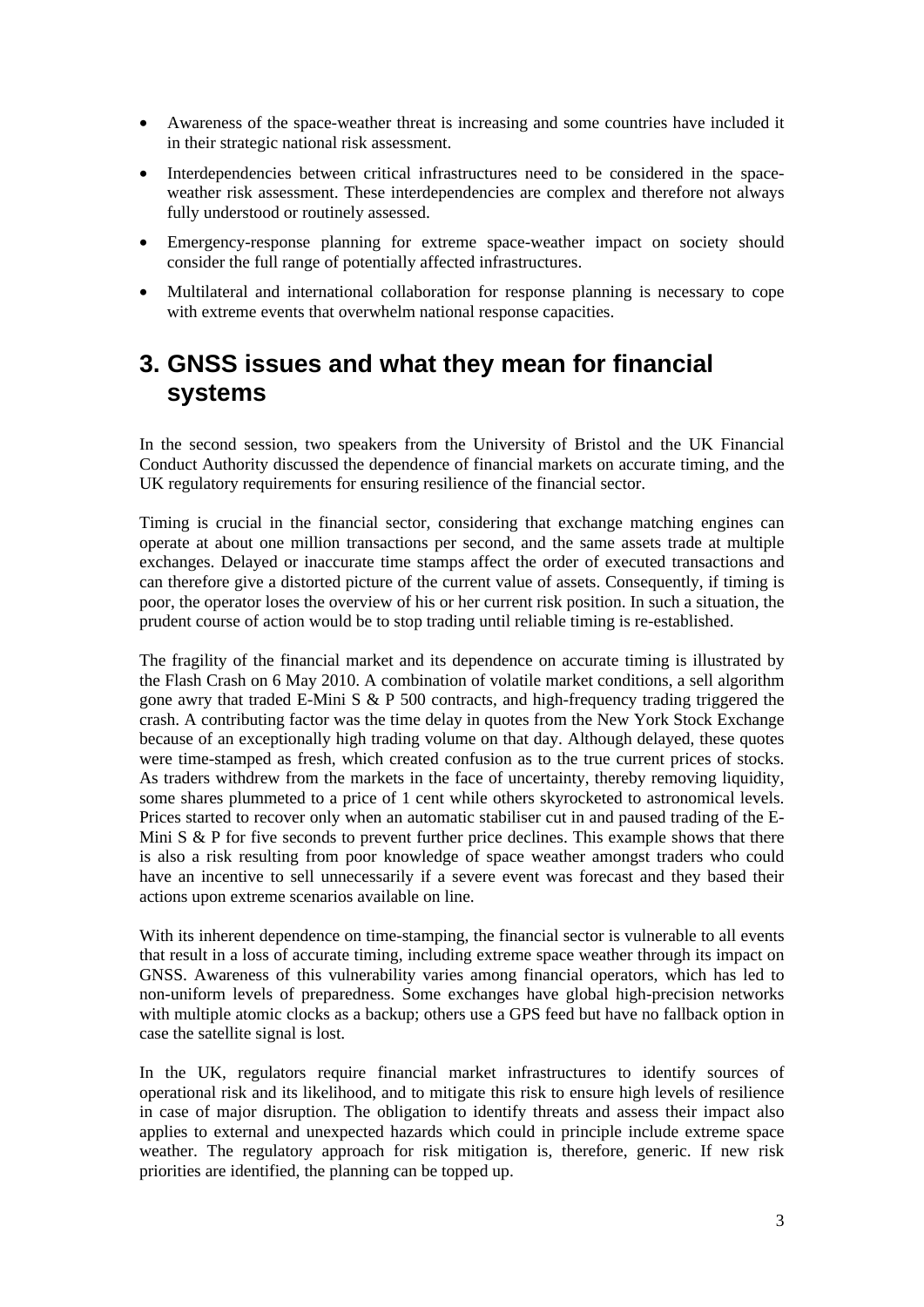- Awareness of the space-weather threat is increasing and some countries have included it in their strategic national risk assessment.
- Interdependencies between critical infrastructures need to be considered in the space-weather risk assessment. These interdependencies are complex and therefore not always fully understood or routinely assessed.
- Emergency-response planning for extreme space-weather impact on society should consider the full range of potentially affected infrastructures.
- Multilateral and international collaboration for response planning is necessary to cope with extreme events that overwhelm national response capacities.

# 3. GNSS issues and what they mean for financial systems

In the second session, two speakers from the University of Bristol and the UK Financial Conduct Authority discussed the dependence of financial markets on accurate timing, and the UK regulatory requirements for ensuring resilience of the financial sector.

Timing is crucial in the financial sector, considering that exchange matching engines can operate at about one million transactions per second, and the same assets trade at multiple exchanges. Delayed or inaccurate time stamps affect the order of executed transactions and can therefore give a distorted picture of the current value of assets. Consequently, if timing is poor, the operator loses the overview of his or her current risk position. In such a situation, the prudent course of action would be to stop trading until reliable timing is re-established.

The fragility of the financial market and its dependence on accurate timing is illustrated by the Flash Crash on 6 May 2010. A combination of volatile market conditions, a sell algorithm gone awry that traded E-Mini S & P 500 contracts, and high-frequency trading triggered the crash. A contributing factor was the time delay in quotes from the New York Stock Exchange because of an exceptionally high trading volume on that day. Although delayed, these quotes were time-stamped as fresh, which created confusion as to the true current prices of stocks. As traders withdrew from the markets in the face of uncertainty, thereby removing liquidity, some shares plummeted to a price of 1 cent while others skyrocketed to astronomical levels. Prices started to recover only when an automatic stabiliser cut in and paused trading of the E-Mini S & P for five seconds to prevent further price declines. This example shows that there is also a risk resulting from poor knowledge of space weather amongst traders who could have an incentive to sell unnecessarily if a severe event was forecast and they based their actions upon extreme scenarios available on line.

With its inherent dependence on time-stamping, the financial sector is vulnerable to all events that result in a loss of accurate timing, including extreme space weather through its impact on GNSS. Awareness of this vulnerability varies among financial operators, which has led to non-uniform levels of preparedness. Some exchanges have global high-precision networks with multiple atomic clocks as a backup; others use a GPS feed but have no fallback option in case the satellite signal is lost.

In the UK, regulators require financial market infrastructures to identify sources of operational risk and its likelihood, and to mitigate this risk to ensure high levels of resilience in case of major disruption. The obligation to identify threats and assess their impact also applies to external and unexpected hazards which could in principle include extreme space weather. The regulatory approach for risk mitigation is, therefore, generic. If new risk priorities are identified, the planning can be topped up.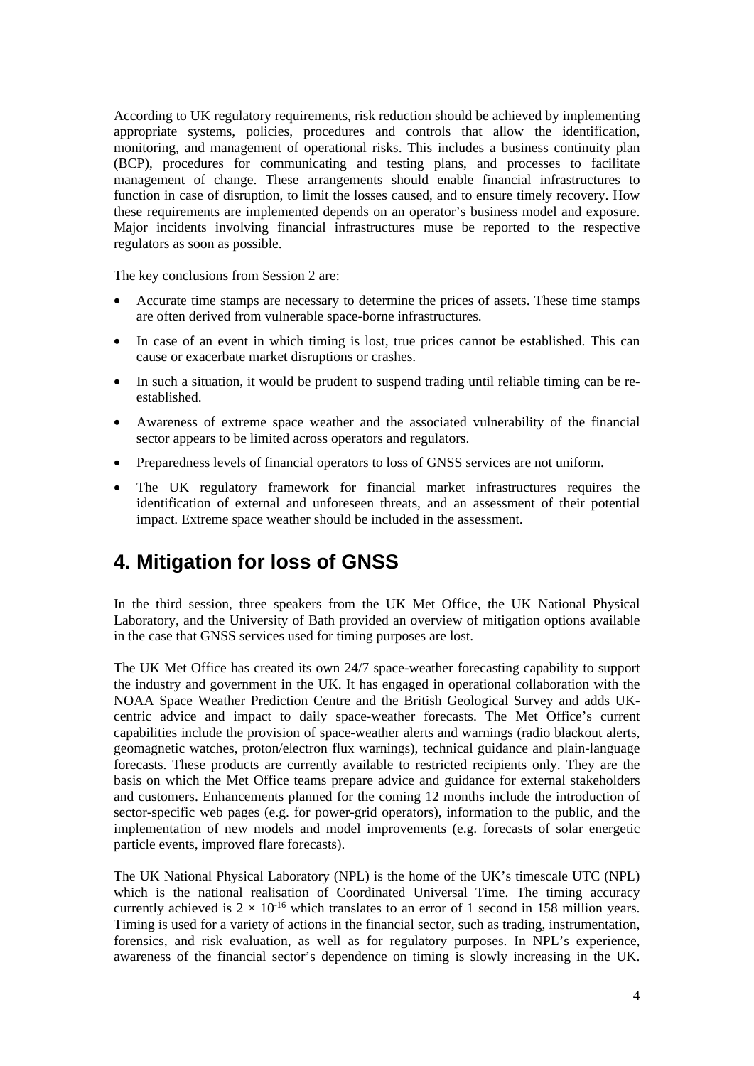According to UK regulatory requirements, risk reduction should be achieved by implementing appropriate systems, policies, procedures and controls that allow the identification, monitoring, and management of operational risks. This includes a business continuity plan (BCP), procedures for communicating and testing plans, and processes to facilitate management of change. These arrangements should enable financial infrastructures to function in case of disruption, to limit the losses caused, and to ensure timely recovery. How these requirements are implemented depends on an operator's business model and exposure. Major incidents involving financial infrastructures muse be reported to the respective regulators as soon as possible.

The key conclusions from Session 2 are:

- Accurate time stamps are necessary to determine the prices of assets. These time stamps are often derived from vulnerable space-borne infrastructures.
- In case of an event in which timing is lost, true prices cannot be established. This can cause or exacerbate market disruptions or crashes.
- In such a situation, it would be prudent to suspend trading until reliable timing can be re-established.
- Awareness of extreme space weather and the associated vulnerability of the financial sector appears to be limited across operators and regulators.
- Preparedness levels of financial operators to loss of GNSS services are not uniform.
- The UK regulatory framework for financial market infrastructures requires the identification of external and unforeseen threats, and an assessment of their potential impact. Extreme space weather should be included in the assessment.

# 4. Mitigation for loss of GNSS

In the third session, three speakers from the UK Met Office, the UK National Physical Laboratory, and the University of Bath provided an overview of mitigation options available in the case that GNSS services used for timing purposes are lost.

The UK Met Office has created its own 24/7 space-weather forecasting capability to support the industry and government in the UK. It has engaged in operational collaboration with the NOAA Space Weather Prediction Centre and the British Geological Survey and adds UK-centric advice and impact to daily space-weather forecasts. The Met Office's current capabilities include the provision of space-weather alerts and warnings (radio blackout alerts, geomagnetic watches, proton/electron flux warnings), technical guidance and plain-language forecasts. These products are currently available to restricted recipients only. They are the basis on which the Met Office teams prepare advice and guidance for external stakeholders and customers. Enhancements planned for the coming 12 months include the introduction of sector-specific web pages (e.g. for power-grid operators), information to the public, and the implementation of new models and model improvements (e.g. forecasts of solar energetic particle events, improved flare forecasts).

The UK National Physical Laboratory (NPL) is the home of the UK's timescale UTC (NPL) which is the national realisation of Coordinated Universal Time. The timing accuracy currently achieved is $2 \times 10^{-16}$ which translates to an error of 1 second in 158 million years. Timing is used for a variety of actions in the financial sector, such as trading, instrumentation, forensics, and risk evaluation, as well as for regulatory purposes. In NPL's experience, awareness of the financial sector's dependence on timing is slowly increasing in the UK.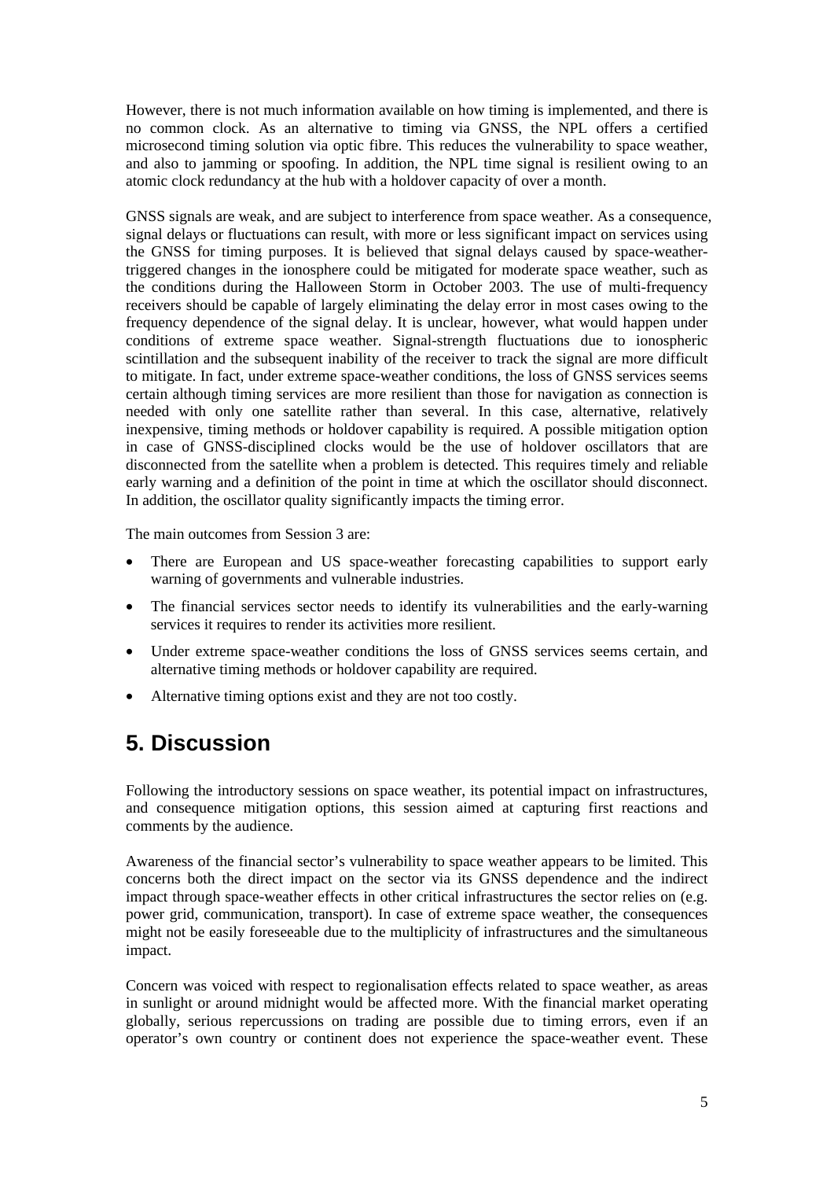However, there is not much information available on how timing is implemented, and there is no common clock. As an alternative to timing via GNSS, the NPL offers a certified microsecond timing solution via optic fibre. This reduces the vulnerability to space weather, and also to jamming or spoofing. In addition, the NPL time signal is resilient owing to an atomic clock redundancy at the hub with a holdover capacity of over a month.

GNSS signals are weak, and are subject to interference from space weather. As a consequence, signal delays or fluctuations can result, with more or less significant impact on services using the GNSS for timing purposes. It is believed that signal delays caused by space-weather-triggered changes in the ionosphere could be mitigated for moderate space weather, such as the conditions during the Halloween Storm in October 2003. The use of multi-frequency receivers should be capable of largely eliminating the delay error in most cases owing to the frequency dependence of the signal delay. It is unclear, however, what would happen under conditions of extreme space weather. Signal-strength fluctuations due to ionospheric scintillation and the subsequent inability of the receiver to track the signal are more difficult to mitigate. In fact, under extreme space-weather conditions, the loss of GNSS services seems certain although timing services are more resilient than those for navigation as connection is needed with only one satellite rather than several. In this case, alternative, relatively inexpensive, timing methods or holdover capability is required. A possible mitigation option in case of GNSS-disciplined clocks would be the use of holdover oscillators that are disconnected from the satellite when a problem is detected. This requires timely and reliable early warning and a definition of the point in time at which the oscillator should disconnect. In addition, the oscillator quality significantly impacts the timing error.

The main outcomes from Session 3 are:

- There are European and US space-weather forecasting capabilities to support early warning of governments and vulnerable industries.
- The financial services sector needs to identify its vulnerabilities and the early-warning services it requires to render its activities more resilient.
- Under extreme space-weather conditions the loss of GNSS services seems certain, and alternative timing methods or holdover capability are required.
- Alternative timing options exist and they are not too costly.

# 5. Discussion

Following the introductory sessions on space weather, its potential impact on infrastructures, and consequence mitigation options, this session aimed at capturing first reactions and comments by the audience.

Awareness of the financial sector's vulnerability to space weather appears to be limited. This concerns both the direct impact on the sector via its GNSS dependence and the indirect impact through space-weather effects in other critical infrastructures the sector relies on (e.g. power grid, communication, transport). In case of extreme space weather, the consequences might not be easily foreseeable due to the multiplicity of infrastructures and the simultaneous impact.

Concern was voiced with respect to regionalisation effects related to space weather, as areas in sunlight or around midnight would be affected more. With the financial market operating globally, serious repercussions on trading are possible due to timing errors, even if an operator's own country or continent does not experience the space-weather event. These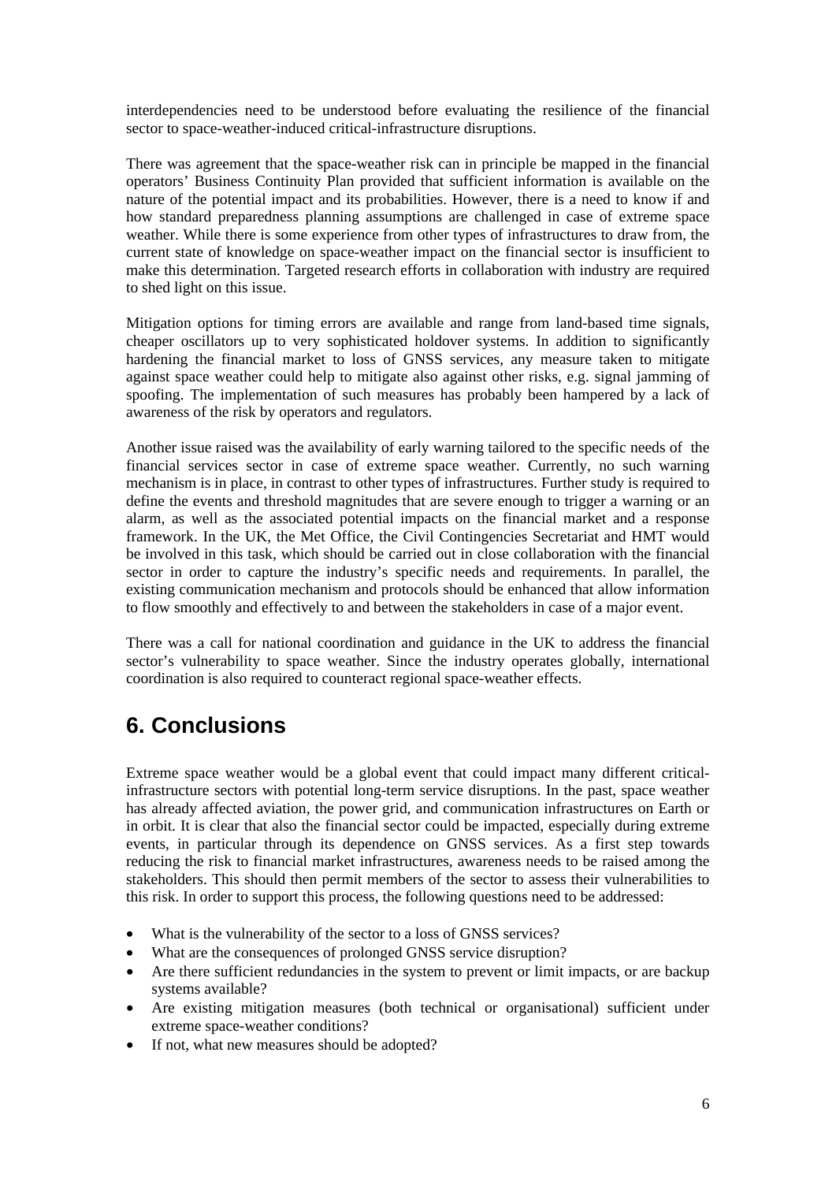interdependencies need to be understood before evaluating the resilience of the financial sector to space-weather-induced critical-infrastructure disruptions.

There was agreement that the space-weather risk can in principle be mapped in the financial operators' Business Continuity Plan provided that sufficient information is available on the nature of the potential impact and its probabilities. However, there is a need to know if and how standard preparedness planning assumptions are challenged in case of extreme space weather. While there is some experience from other types of infrastructures to draw from, the current state of knowledge on space-weather impact on the financial sector is insufficient to make this determination. Targeted research efforts in collaboration with industry are required to shed light on this issue.

Mitigation options for timing errors are available and range from land-based time signals, cheaper oscillators up to very sophisticated holdover systems. In addition to significantly hardening the financial market to loss of GNSS services, any measure taken to mitigate against space weather could help to mitigate also against other risks, e.g. signal jamming of spoofing. The implementation of such measures has probably been hampered by a lack of awareness of the risk by operators and regulators.

Another issue raised was the availability of early warning tailored to the specific needs of the financial services sector in case of extreme space weather. Currently, no such warning mechanism is in place, in contrast to other types of infrastructures. Further study is required to define the events and threshold magnitudes that are severe enough to trigger a warning or an alarm, as well as the associated potential impacts on the financial market and a response framework. In the UK, the Met Office, the Civil Contingencies Secretariat and HMT would be involved in this task, which should be carried out in close collaboration with the financial sector in order to capture the industry's specific needs and requirements. In parallel, the existing communication mechanism and protocols should be enhanced that allow information to flow smoothly and effectively to and between the stakeholders in case of a major event.

There was a call for national coordination and guidance in the UK to address the financial sector's vulnerability to space weather. Since the industry operates globally, international coordination is also required to counteract regional space-weather effects.

# 6. Conclusions

Extreme space weather would be a global event that could impact many different critical-infrastructure sectors with potential long-term service disruptions. In the past, space weather has already affected aviation, the power grid, and communication infrastructures on Earth or in orbit. It is clear that also the financial sector could be impacted, especially during extreme events, in particular through its dependence on GNSS services. As a first step towards reducing the risk to financial market infrastructures, awareness needs to be raised among the stakeholders. This should then permit members of the sector to assess their vulnerabilities to this risk. In order to support this process, the following questions need to be addressed:

- What is the vulnerability of the sector to a loss of GNSS services?
- What are the consequences of prolonged GNSS service disruption?
- Are there sufficient redundancies in the system to prevent or limit impacts, or are backup systems available?
- Are existing mitigation measures (both technical or organisational) sufficient under extreme space-weather conditions?
- If not, what new measures should be adopted?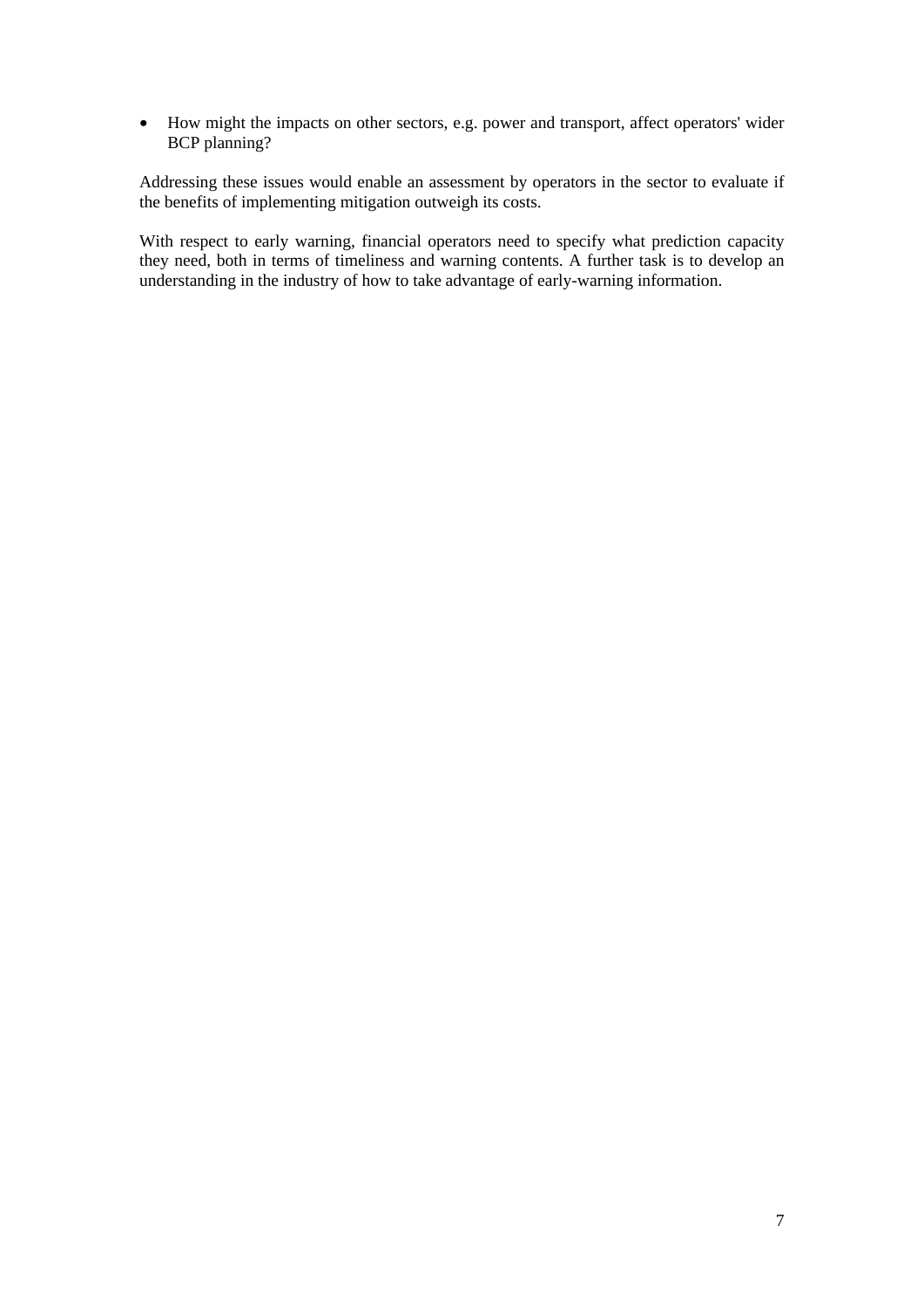- How might the impacts on other sectors, e.g. power and transport, affect operators' wider BCP planning?

Addressing these issues would enable an assessment by operators in the sector to evaluate if the benefits of implementing mitigation outweigh its costs.

With respect to early warning, financial operators need to specify what prediction capacity they need, both in terms of timeliness and warning contents. A further task is to develop an understanding in the industry of how to take advantage of early-warning information.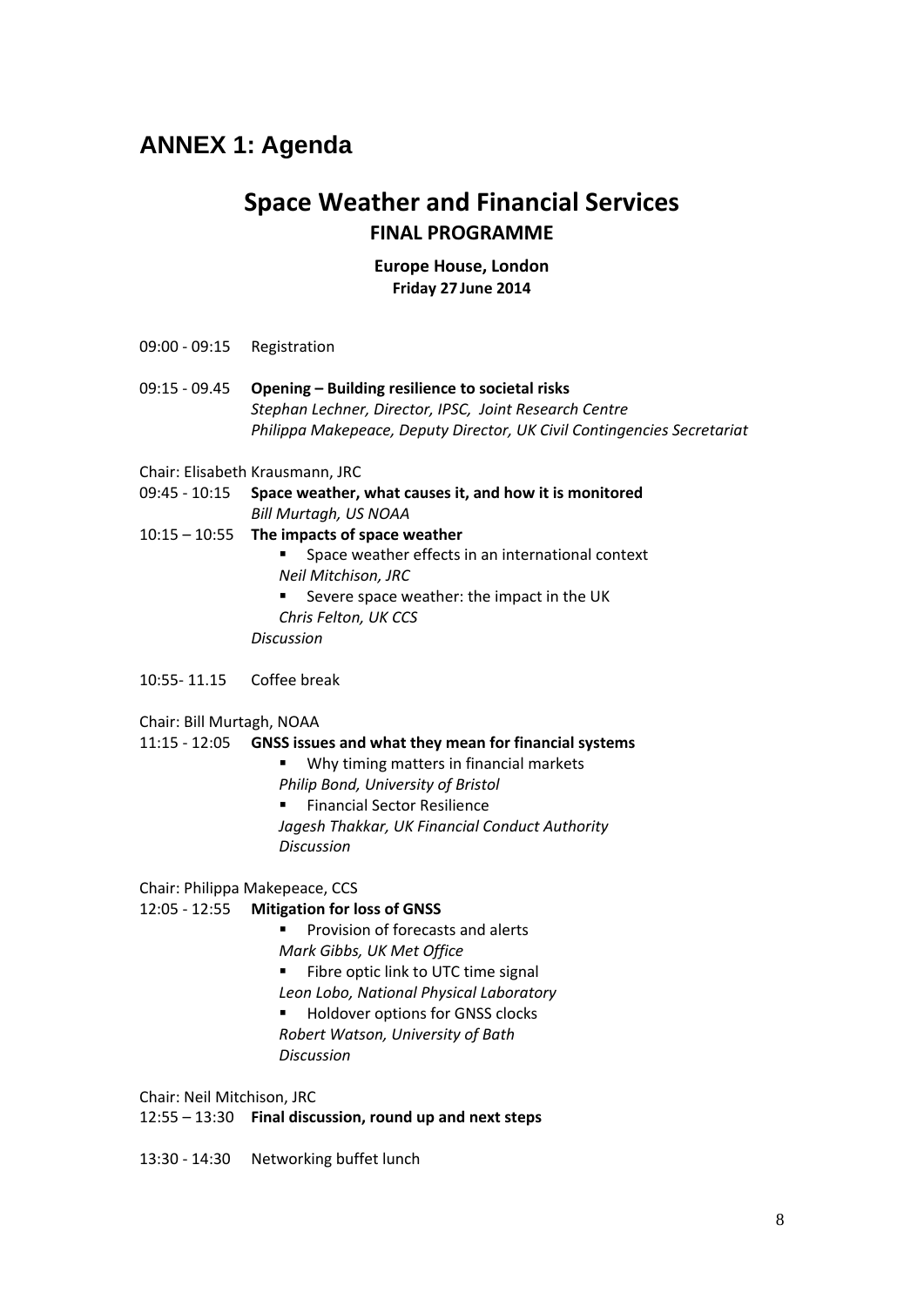# ANNEX 1: Agenda

## Space Weather and Financial Services

**FINAL PROGRAMME**

**Europe House, London**
**Friday 27 June 2014**

09:00 - 09:15 Registration

09:15 - 09.45 **Opening – Building resilience to societal risks**
*Stephan Lechner, Director, IPSC, Joint Research Centre*
*Philippa Makepeace, Deputy Director, UK Civil Contingencies Secretariat*

Chair: Elisabeth Krausmann, JRC

09:45 - 10:15 **Space weather, what causes it, and how it is monitored**
*Bill Murtagh, US NOAA*

10:15 – 10:55 **The impacts of space weather**

- Space weather effects in an international context
  *Neil Mitchison, JRC*
- Severe space weather: the impact in the UK
  *Chris Felton, UK CCS*

*Discussion*

10:55- 11.15 Coffee break

Chair: Bill Murtagh, NOAA

11:15 - 12:05 **GNSS issues and what they mean for financial systems**

- Why timing matters in financial markets
  *Philip Bond, University of Bristol*
- Financial Sector Resilience
  *Jagesh Thakkar, UK Financial Conduct Authority*

*Discussion*

Chair: Philippa Makepeace, CCS

12:05 - 12:55 **Mitigation for loss of GNSS**

- Provision of forecasts and alerts
  *Mark Gibbs, UK Met Office*
- Fibre optic link to UTC time signal
  *Leon Lobo, National Physical Laboratory*
- Holdover options for GNSS clocks
  *Robert Watson, University of Bath*

*Discussion*

Chair: Neil Mitchison, JRC

12:55 – 13:30 **Final discussion, round up and next steps**

13:30 - 14:30 Networking buffet lunch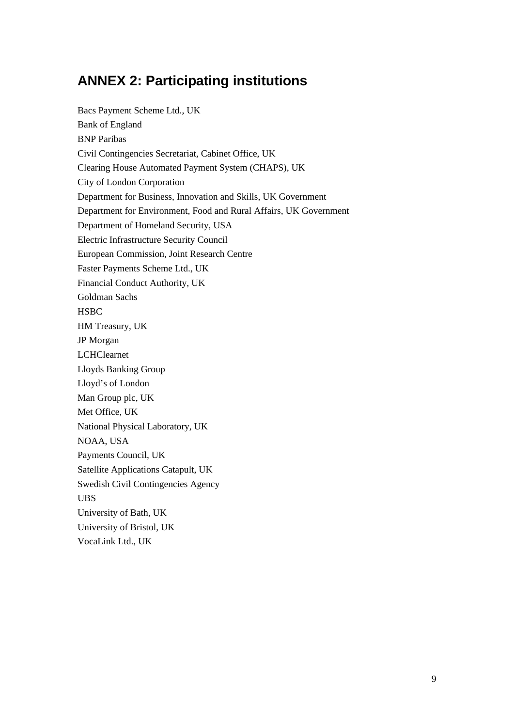## ANNEX 2: Participating institutions

Bacs Payment Scheme Ltd., UK

Bank of England

BNP Paribas

Civil Contingencies Secretariat, Cabinet Office, UK

Clearing House Automated Payment System (CHAPS), UK

City of London Corporation

Department for Business, Innovation and Skills, UK Government

Department for Environment, Food and Rural Affairs, UK Government

Department of Homeland Security, USA

Electric Infrastructure Security Council

European Commission, Joint Research Centre

Faster Payments Scheme Ltd., UK

Financial Conduct Authority, UK

Goldman Sachs

HSBC

HM Treasury, UK

JP Morgan

LCHClearnet

Lloyds Banking Group

Lloyd's of London

Man Group plc, UK

Met Office, UK

National Physical Laboratory, UK

NOAA, USA

Payments Council, UK

Satellite Applications Catapult, UK

Swedish Civil Contingencies Agency

UBS

University of Bath, UK

University of Bristol, UK

VocaLink Ltd., UK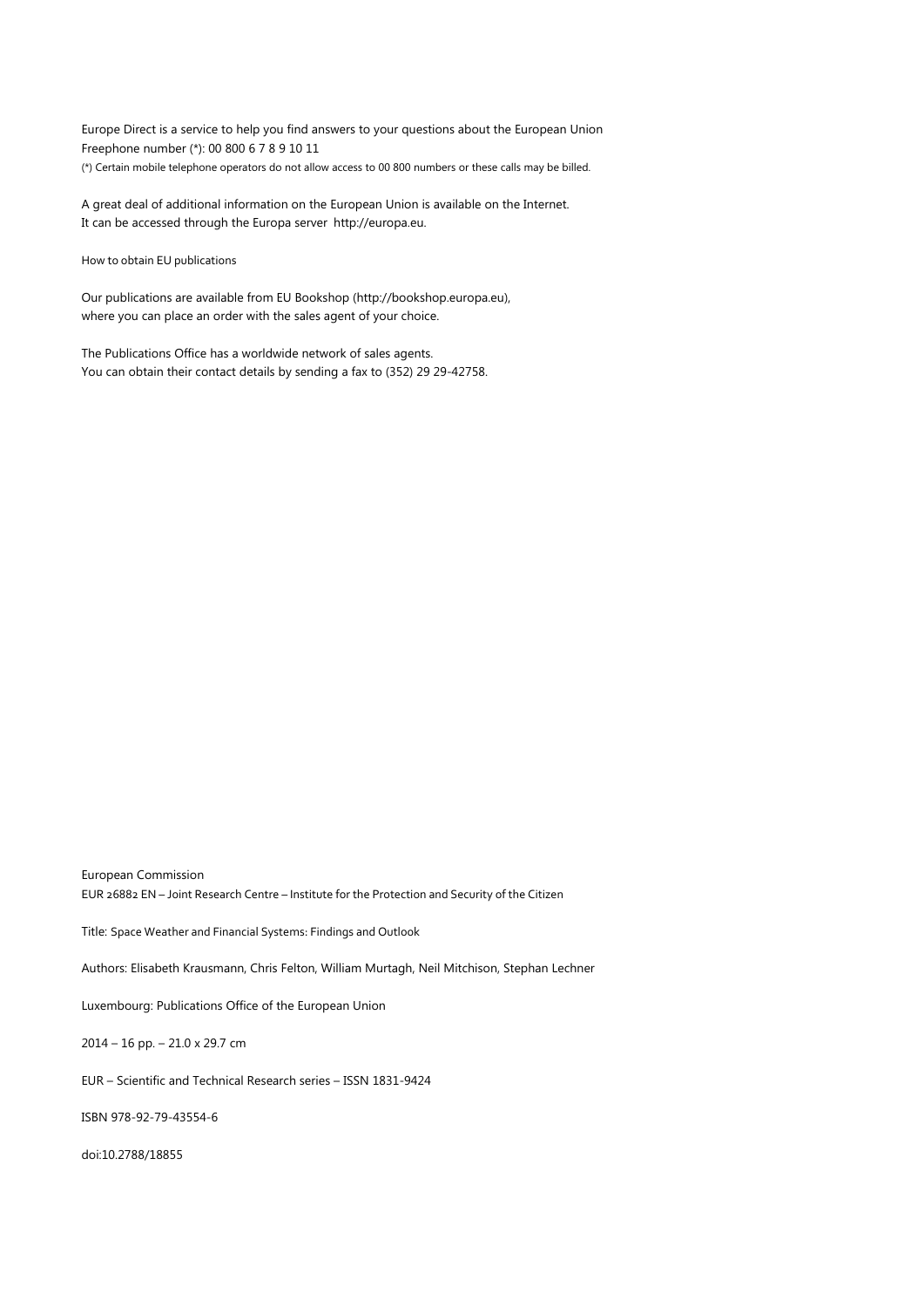Europe Direct is a service to help you find answers to your questions about the European Union
Freephone number (*): 00 800 6 7 8 9 10 11
(*) Certain mobile telephone operators do not allow access to 00 800 numbers or these calls may be billed.

A great deal of additional information on the European Union is available on the Internet.
It can be accessed through the Europa server http://europa.eu.

How to obtain EU publications

Our publications are available from EU Bookshop (http://bookshop.europa.eu),
where you can place an order with the sales agent of your choice.

The Publications Office has a worldwide network of sales agents.
You can obtain their contact details by sending a fax to (352) 29 29-42758.

European Commission
EUR 26882 EN – Joint Research Centre – Institute for the Protection and Security of the Citizen

Title: Space Weather and Financial Systems: Findings and Outlook

Authors: Elisabeth Krausmann, Chris Felton, William Murtagh, Neil Mitchison, Stephan Lechner

Luxembourg: Publications Office of the European Union

2014 – 16 pp. – 21.0 x 29.7 cm

EUR – Scientific and Technical Research series – ISSN 1831-9424

ISBN 978-92-79-43554-6

doi:10.2788/18855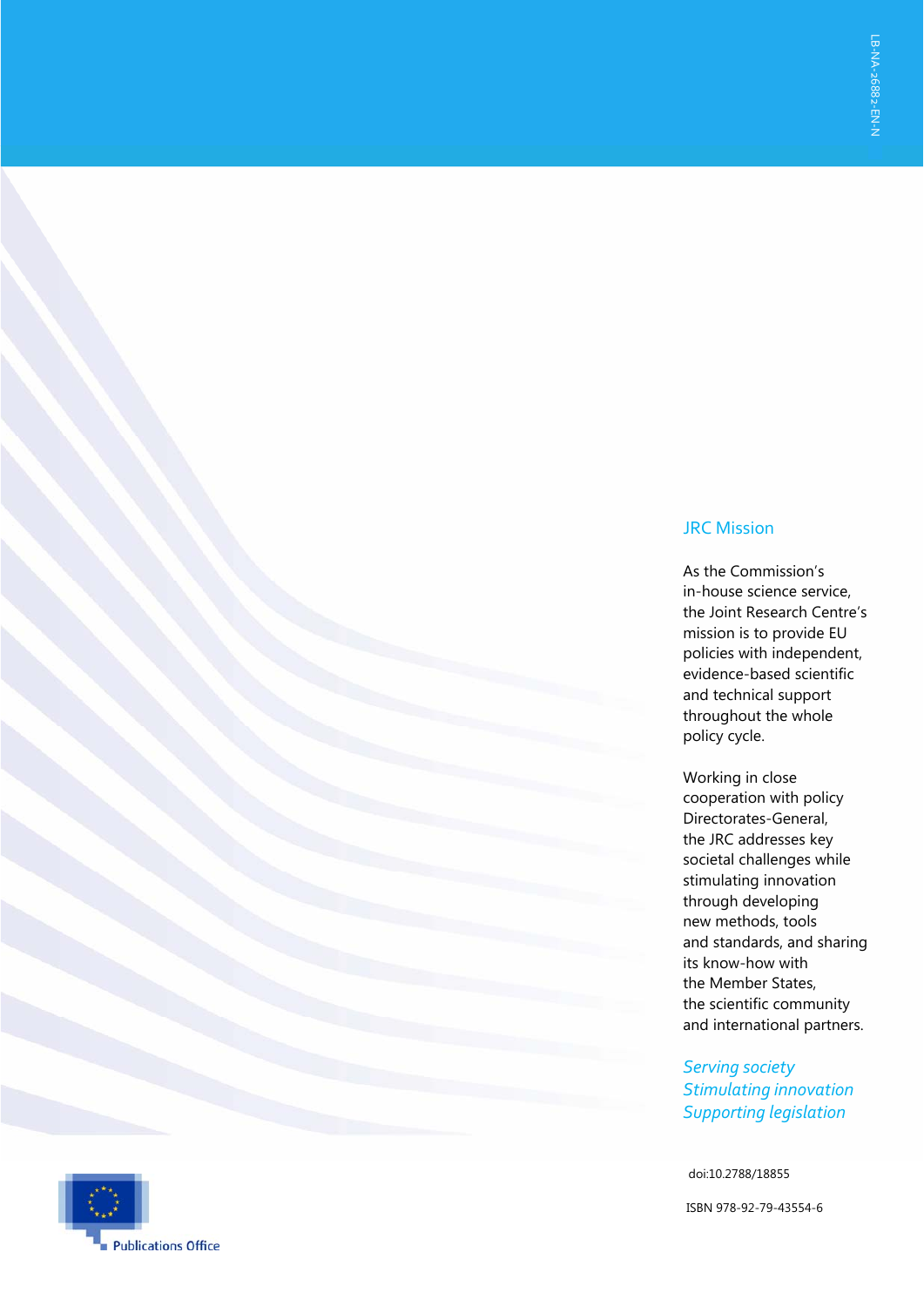LB-NA-26882-EN-N

## JRC Mission

As the Commission's in-house science service, the Joint Research Centre's mission is to provide EU policies with independent, evidence-based scientific and technical support throughout the whole policy cycle.

Working in close cooperation with policy Directorates-General, the JRC addresses key societal challenges while stimulating innovation through developing new methods, tools and standards, and sharing its know-how with the Member States, the scientific community and international partners.

*Serving society*
*Stimulating innovation*
*Supporting legislation*

doi:10.2788/18855

ISBN 978-92-79-43554-6

Publications Office